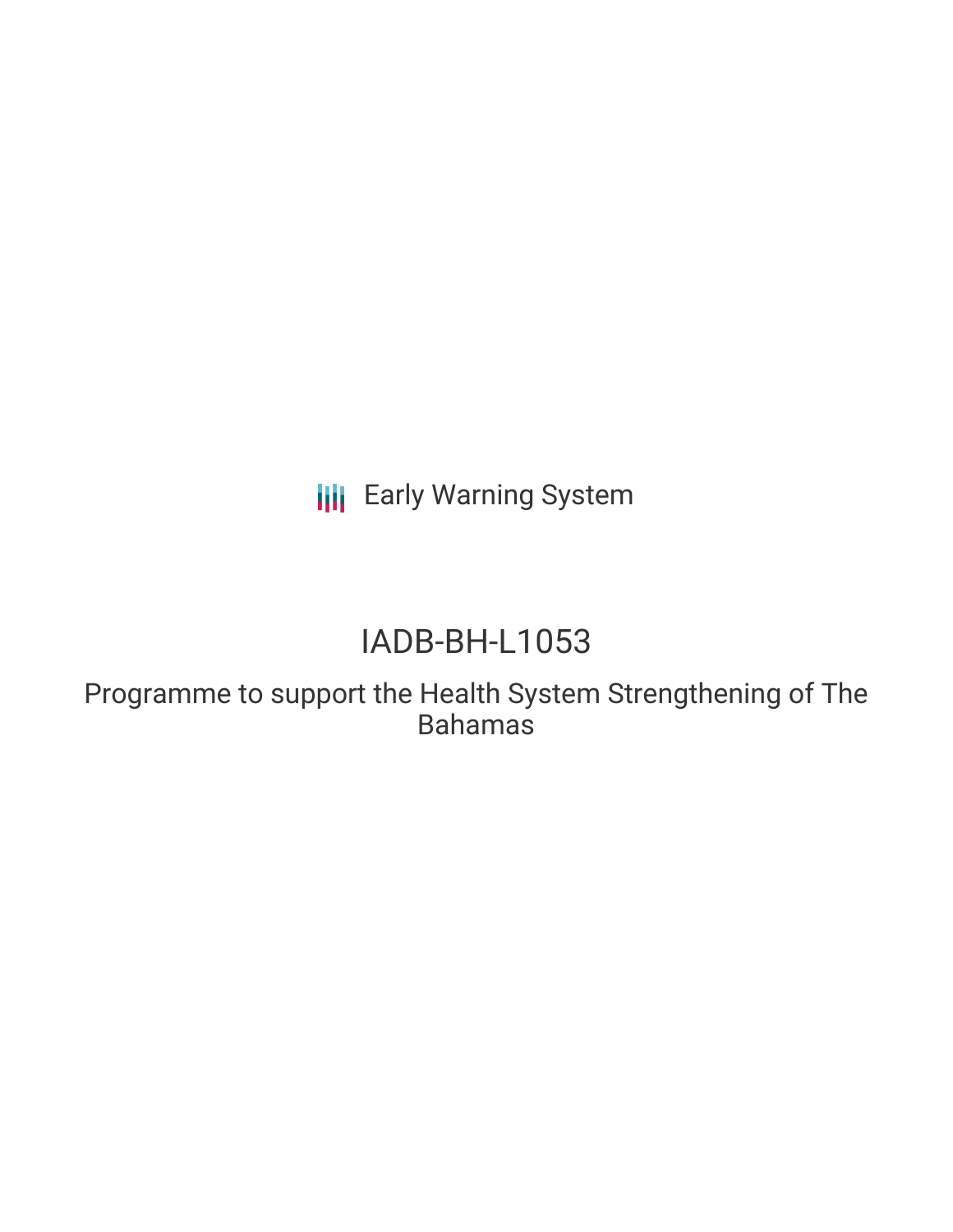Early Warning System

# IADB-BH-L1053

## Programme to support the Health System Strengthening of The Bahamas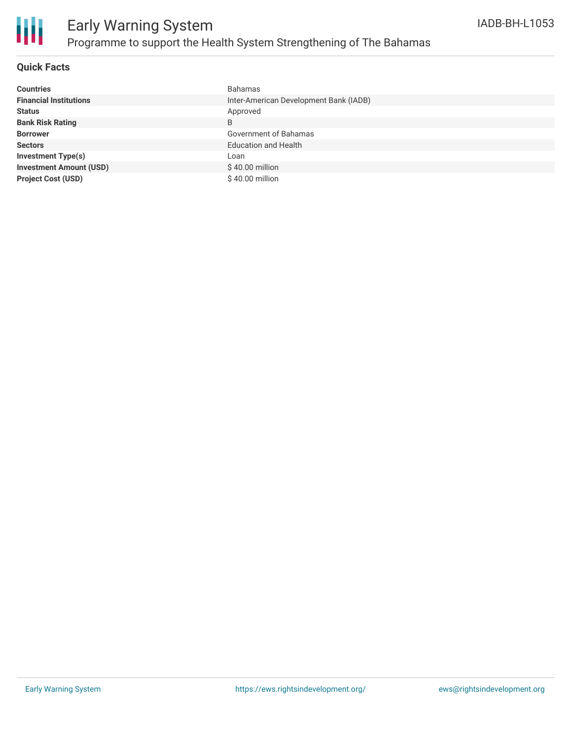# Early Warning System

## Programme to support the Health System Strengthening of The Bahamas

IADB-BH-L1053

### Quick Facts

| | |
|---|---|
| **Countries** | Bahamas |
| **Financial Institutions** | Inter-American Development Bank (IADB) |
| **Status** | Approved |
| **Bank Risk Rating** | B |
| **Borrower** | Government of Bahamas |
| **Sectors** | Education and Health |
| **Investment Type(s)** | Loan |
| **Investment Amount (USD)** | $ 40.00 million |
| **Project Cost (USD)** | $ 40.00 million |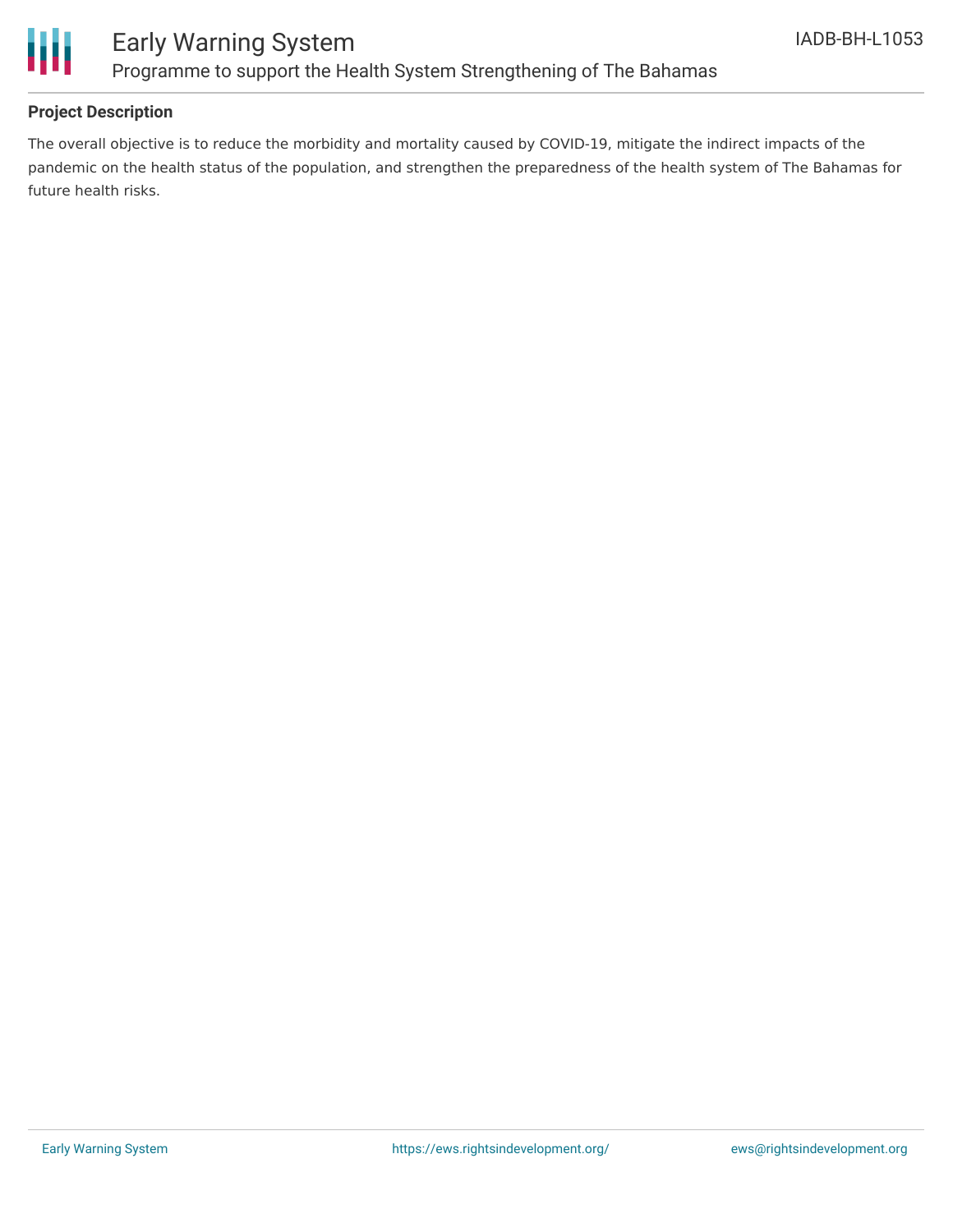### Project Description

The overall objective is to reduce the morbidity and mortality caused by COVID-19, mitigate the indirect impacts of the pandemic on the health status of the population, and strengthen the preparedness of the health system of The Bahamas for future health risks.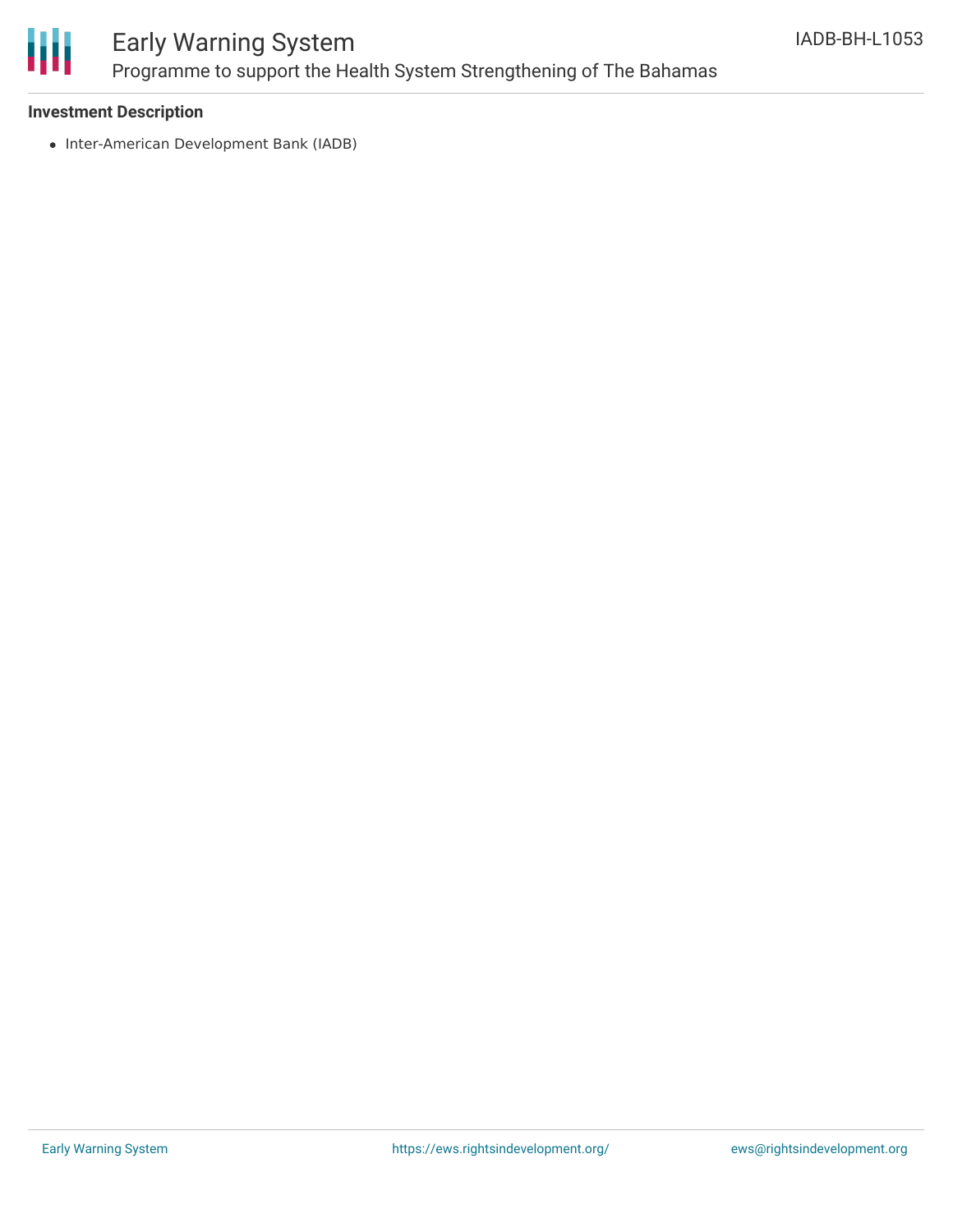### Investment Description

- Inter-American Development Bank (IADB)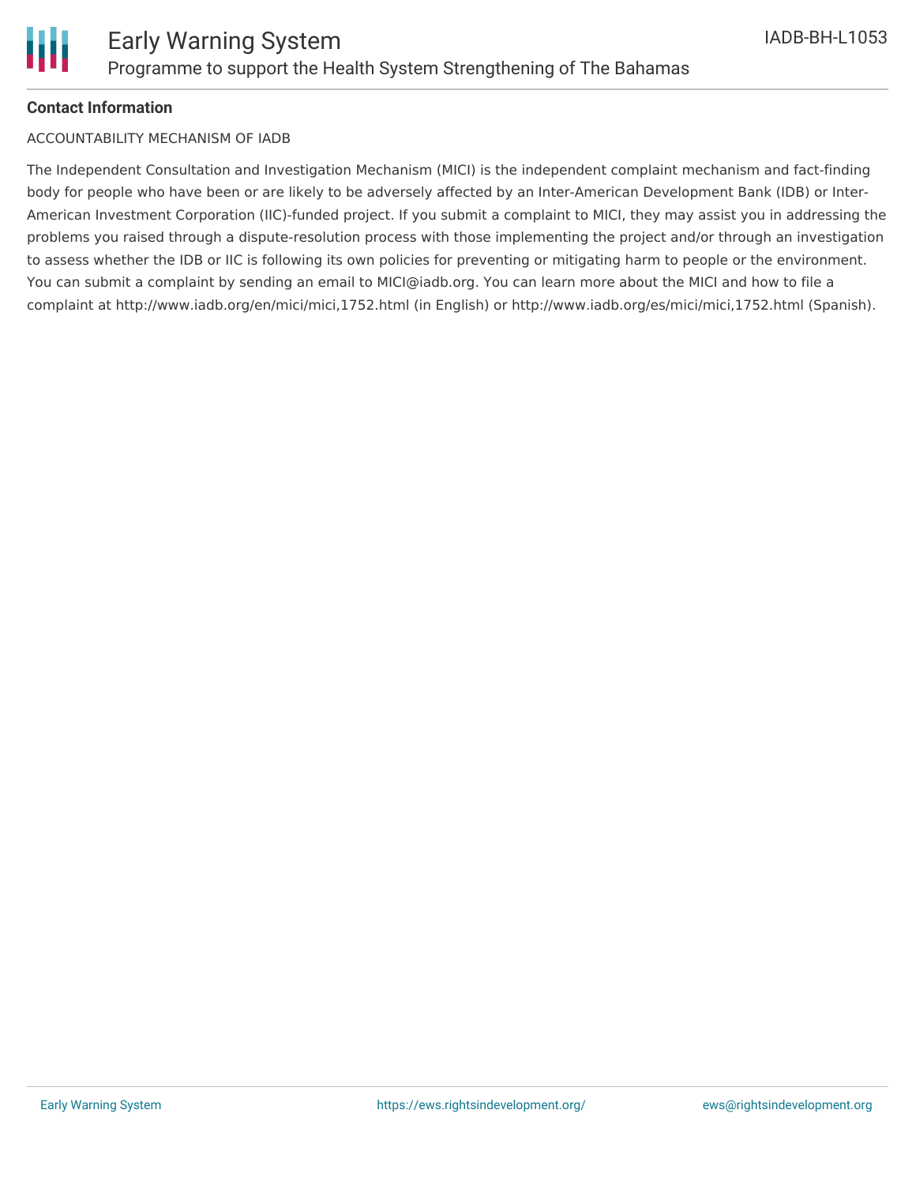**Contact Information**

ACCOUNTABILITY MECHANISM OF IADB

The Independent Consultation and Investigation Mechanism (MICI) is the independent complaint mechanism and fact-finding body for people who have been or are likely to be adversely affected by an Inter-American Development Bank (IDB) or Inter-American Investment Corporation (IIC)-funded project. If you submit a complaint to MICI, they may assist you in addressing the problems you raised through a dispute-resolution process with those implementing the project and/or through an investigation to assess whether the IDB or IIC is following its own policies for preventing or mitigating harm to people or the environment. You can submit a complaint by sending an email to MICI@iadb.org. You can learn more about the MICI and how to file a complaint at http://www.iadb.org/en/mici/mici,1752.html (in English) or http://www.iadb.org/es/mici/mici,1752.html (Spanish).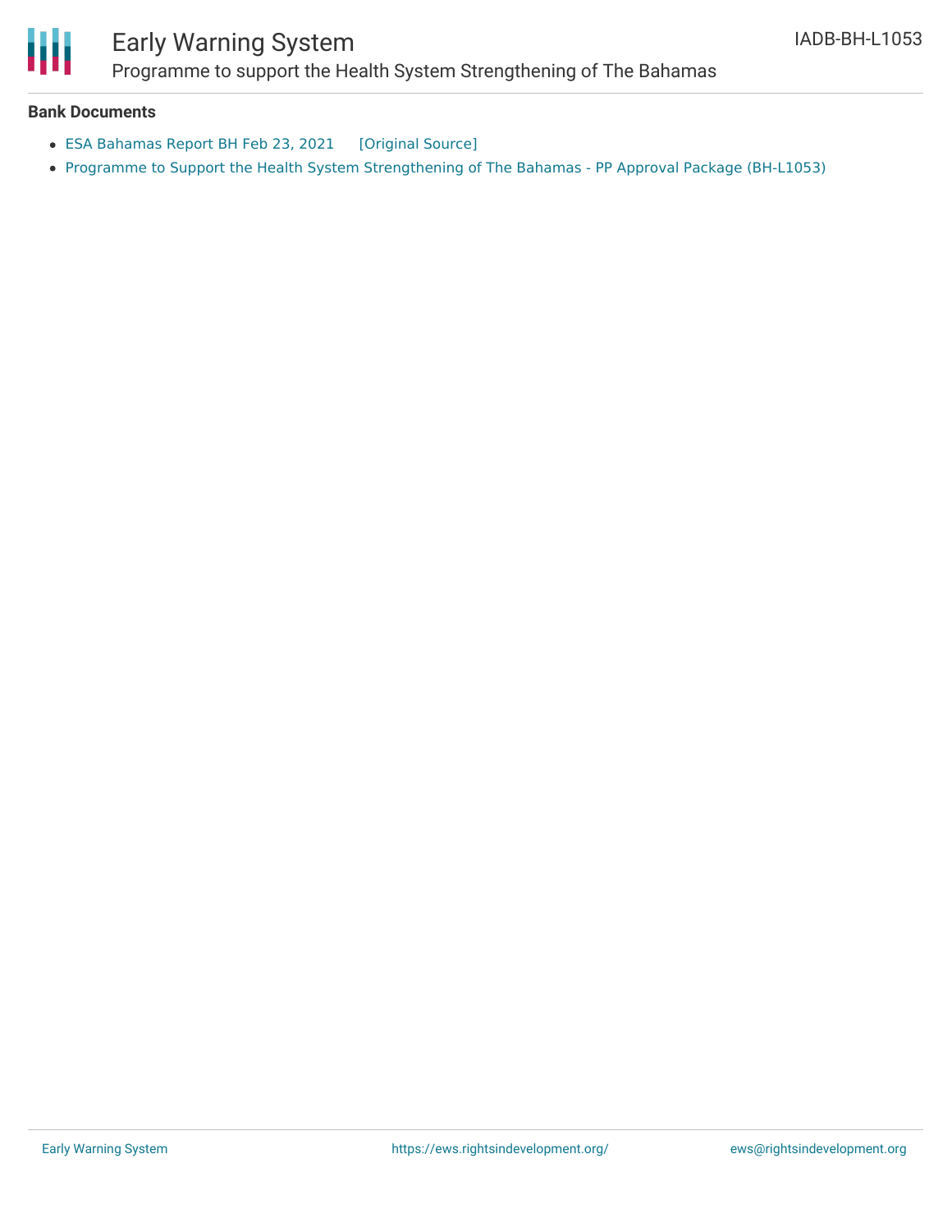**Bank Documents**

- ESA Bahamas Report BH Feb 23, 2021 [Original Source]
- Programme to Support the Health System Strengthening of The Bahamas - PP Approval Package (BH-L1053)